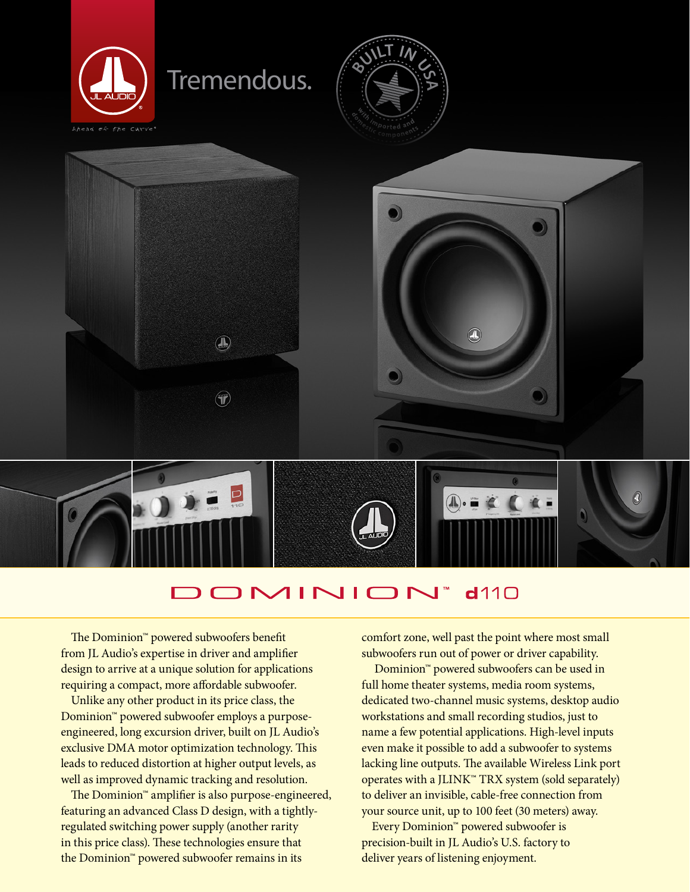Tremendous.

# DOMINION™ d110

The Dominion™ powered subwoofers benefit from JL Audio's expertise in driver and amplifier design to arrive at a unique solution for applications requiring a compact, more affordable subwoofer.

Unlike any other product in its price class, the Dominion™ powered subwoofer employs a purpose-engineered, long excursion driver, built on JL Audio's exclusive DMA motor optimization technology. This leads to reduced distortion at higher output levels, as well as improved dynamic tracking and resolution.

The Dominion™ amplifier is also purpose-engineered, featuring an advanced Class D design, with a tightly-regulated switching power supply (another rarity in this price class). These technologies ensure that the Dominion™ powered subwoofer remains in its comfort zone, well past the point where most small subwoofers run out of power or driver capability.

Dominion™ powered subwoofers can be used in full home theater systems, media room systems, dedicated two-channel music systems, desktop audio workstations and small recording studios, just to name a few potential applications. High-level inputs even make it possible to add a subwoofer to systems lacking line outputs. The available Wireless Link port operates with a JLINK™ TRX system (sold separately) to deliver an invisible, cable-free connection from your source unit, up to 100 feet (30 meters) away.

Every Dominion™ powered subwoofer is precision-built in JL Audio's U.S. factory to deliver years of listening enjoyment.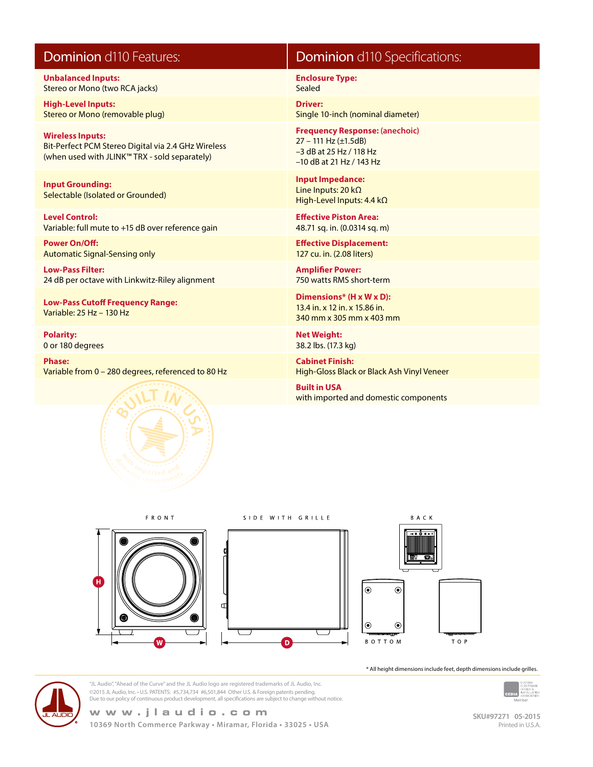## Dominion d110 Features:

**Unbalanced Inputs:**
Stereo or Mono (two RCA jacks)

**High-Level Inputs:**
Stereo or Mono (removable plug)

**Wireless Inputs:**
Bit-Perfect PCM Stereo Digital via 2.4 GHz Wireless (when used with JLINK™ TRX - sold separately)

**Input Grounding:**
Selectable (Isolated or Grounded)

**Level Control:**
Variable: full mute to +15 dB over reference gain

**Power On/Off:**
Automatic Signal-Sensing only

**Low-Pass Filter:**
24 dB per octave with Linkwitz-Riley alignment

**Low-Pass Cutoff Frequency Range:**
Variable: 25 Hz – 130 Hz

**Polarity:**
0 or 180 degrees

**Phase:**
Variable from 0 – 280 degrees, referenced to 80 Hz

## Dominion d110 Specifications:

**Enclosure Type:**
Sealed

**Driver:**
Single 10-inch (nominal diameter)

**Frequency Response:** (anechoic)
27 – 111 Hz (±1.5dB)
–3 dB at 25 Hz / 118 Hz
–10 dB at 21 Hz / 143 Hz

**Input Impedance:**
Line Inputs: 20 kΩ
High-Level Inputs: 4.4 kΩ

**Effective Piston Area:**
48.71 sq. in. (0.0314 sq. m)

**Effective Displacement:**
127 cu. in. (2.08 liters)

**Amplifier Power:**
750 watts RMS short-term

**Dimensions* (H x W x D):**
13.4 in. x 12 in. x 15.86 in.
340 mm x 305 mm x 403 mm

**Net Weight:**
38.2 lbs. (17.3 kg)

**Cabinet Finish:**
High-Gloss Black or Black Ash Vinyl Veneer

**Built in USA**
with imported and domestic components

FRONT

SIDE WITH GRILLE

BACK

BOTTOM

TOP

H

W

D

* All height dimensions include feet, depth dimensions include grilles.

"JL Audio", "Ahead of the Curve" and the JL Audio logo are registered trademarks of JL Audio, Inc.
©2015 JL Audio, Inc. • U.S. PATENTS: #5,734,734 #6,501,844 Other U.S. & Foreign patents pending.
Due to our policy of continuous product development, all specifications are subject to change without notice.

www.jlaudio.com

10369 North Commerce Parkway • Miramar, Florida • 33025 • USA

SKU#97271 05-2015
Printed in U.S.A.